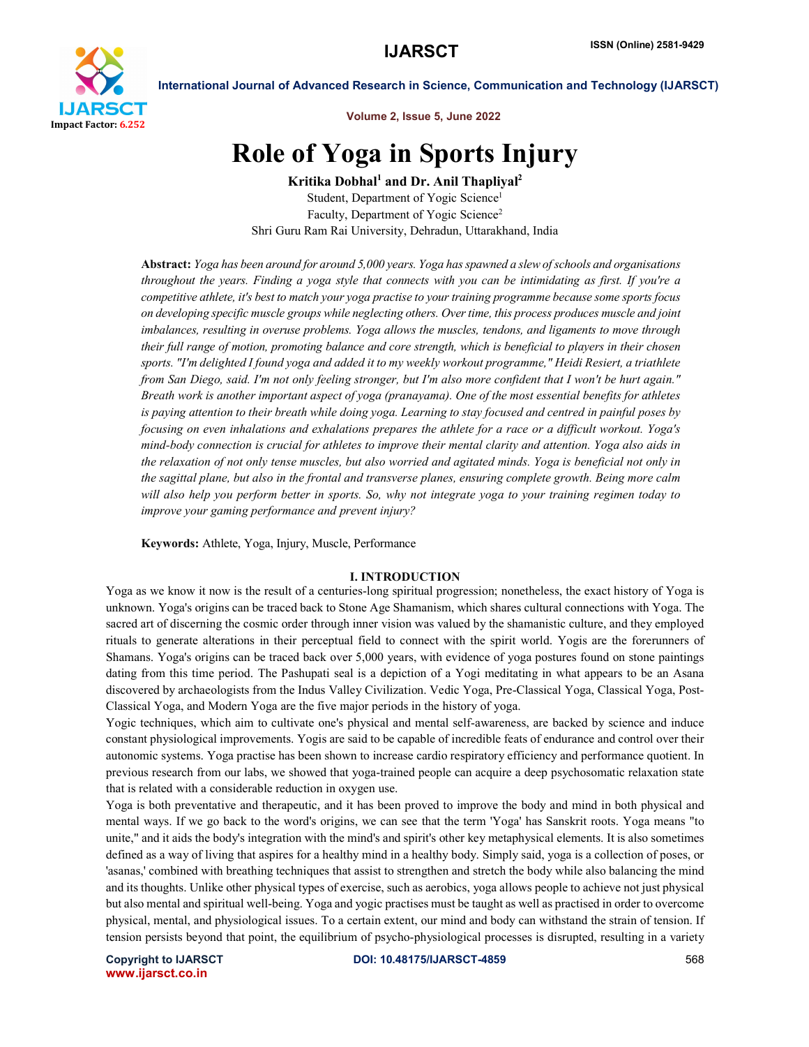# Role of Yoga in Sports Injury

**Kritika Dobhal[1] and Dr. Anil Thapliyal[2]**

Student, Department of Yogic Science[1]
Faculty, Department of Yogic Science[2]
Shri Guru Ram Rai University, Dehradun, Uttarakhand, India

**Abstract:** *Yoga has been around for around 5,000 years. Yoga has spawned a slew of schools and organisations throughout the years. Finding a yoga style that connects with you can be intimidating as first. If you're a competitive athlete, it's best to match your yoga practise to your training programme because some sports focus on developing specific muscle groups while neglecting others. Over time, this process produces muscle and joint imbalances, resulting in overuse problems. Yoga allows the muscles, tendons, and ligaments to move through their full range of motion, promoting balance and core strength, which is beneficial to players in their chosen sports. "I'm delighted I found yoga and added it to my weekly workout programme," Heidi Resiert, a triathlete from San Diego, said. I'm not only feeling stronger, but I'm also more confident that I won't be hurt again." Breath work is another important aspect of yoga (pranayama). One of the most essential benefits for athletes is paying attention to their breath while doing yoga. Learning to stay focused and centred in painful poses by focusing on even inhalations and exhalations prepares the athlete for a race or a difficult workout. Yoga's mind-body connection is crucial for athletes to improve their mental clarity and attention. Yoga also aids in the relaxation of not only tense muscles, but also worried and agitated minds. Yoga is beneficial not only in the sagittal plane, but also in the frontal and transverse planes, ensuring complete growth. Being more calm will also help you perform better in sports. So, why not integrate yoga to your training regimen today to improve your gaming performance and prevent injury?*

**Keywords:** Athlete, Yoga, Injury, Muscle, Performance

## I. INTRODUCTION

Yoga as we know it now is the result of a centuries-long spiritual progression; nonetheless, the exact history of Yoga is unknown. Yoga's origins can be traced back to Stone Age Shamanism, which shares cultural connections with Yoga. The sacred art of discerning the cosmic order through inner vision was valued by the shamanistic culture, and they employed rituals to generate alterations in their perceptual field to connect with the spirit world. Yogis are the forerunners of Shamans. Yoga's origins can be traced back over 5,000 years, with evidence of yoga postures found on stone paintings dating from this time period. The Pashupati seal is a depiction of a Yogi meditating in what appears to be an Asana discovered by archaeologists from the Indus Valley Civilization. Vedic Yoga, Pre-Classical Yoga, Classical Yoga, Post-Classical Yoga, and Modern Yoga are the five major periods in the history of yoga.

Yogic techniques, which aim to cultivate one's physical and mental self-awareness, are backed by science and induce constant physiological improvements. Yogis are said to be capable of incredible feats of endurance and control over their autonomic systems. Yoga practise has been shown to increase cardio respiratory efficiency and performance quotient. In previous research from our labs, we showed that yoga-trained people can acquire a deep psychosomatic relaxation state that is related with a considerable reduction in oxygen use.

Yoga is both preventative and therapeutic, and it has been proved to improve the body and mind in both physical and mental ways. If we go back to the word's origins, we can see that the term 'Yoga' has Sanskrit roots. Yoga means "to unite," and it aids the body's integration with the mind's and spirit's other key metaphysical elements. It is also sometimes defined as a way of living that aspires for a healthy mind in a healthy body. Simply said, yoga is a collection of poses, or 'asanas,' combined with breathing techniques that assist to strengthen and stretch the body while also balancing the mind and its thoughts. Unlike other physical types of exercise, such as aerobics, yoga allows people to achieve not just physical but also mental and spiritual well-being. Yoga and yogic practises must be taught as well as practised in order to overcome physical, mental, and physiological issues. To a certain extent, our mind and body can withstand the strain of tension. If tension persists beyond that point, the equilibrium of psycho-physiological processes is disrupted, resulting in a variety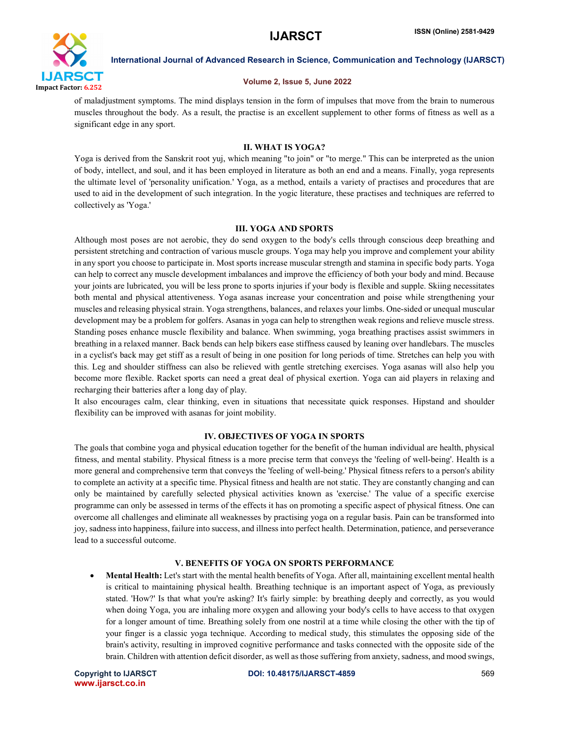of maladjustment symptoms. The mind displays tension in the form of impulses that move from the brain to numerous muscles throughout the body. As a result, the practise is an excellent supplement to other forms of fitness as well as a significant edge in any sport.

## II. WHAT IS YOGA?

Yoga is derived from the Sanskrit root yuj, which meaning "to join" or "to merge." This can be interpreted as the union of body, intellect, and soul, and it has been employed in literature as both an end and a means. Finally, yoga represents the ultimate level of 'personality unification.' Yoga, as a method, entails a variety of practises and procedures that are used to aid in the development of such integration. In the yogic literature, these practises and techniques are referred to collectively as 'Yoga.'

## III. YOGA AND SPORTS

Although most poses are not aerobic, they do send oxygen to the body's cells through conscious deep breathing and persistent stretching and contraction of various muscle groups. Yoga may help you improve and complement your ability in any sport you choose to participate in. Most sports increase muscular strength and stamina in specific body parts. Yoga can help to correct any muscle development imbalances and improve the efficiency of both your body and mind. Because your joints are lubricated, you will be less prone to sports injuries if your body is flexible and supple. Skiing necessitates both mental and physical attentiveness. Yoga asanas increase your concentration and poise while strengthening your muscles and releasing physical strain. Yoga strengthens, balances, and relaxes your limbs. One-sided or unequal muscular development may be a problem for golfers. Asanas in yoga can help to strengthen weak regions and relieve muscle stress. Standing poses enhance muscle flexibility and balance. When swimming, yoga breathing practises assist swimmers in breathing in a relaxed manner. Back bends can help bikers ease stiffness caused by leaning over handlebars. The muscles in a cyclist's back may get stiff as a result of being in one position for long periods of time. Stretches can help you with this. Leg and shoulder stiffness can also be relieved with gentle stretching exercises. Yoga asanas will also help you become more flexible. Racket sports can need a great deal of physical exertion. Yoga can aid players in relaxing and recharging their batteries after a long day of play.

It also encourages calm, clear thinking, even in situations that necessitate quick responses. Hipstand and shoulder flexibility can be improved with asanas for joint mobility.

## IV. OBJECTIVES OF YOGA IN SPORTS

The goals that combine yoga and physical education together for the benefit of the human individual are health, physical fitness, and mental stability. Physical fitness is a more precise term that conveys the 'feeling of well-being'. Health is a more general and comprehensive term that conveys the 'feeling of well-being.' Physical fitness refers to a person's ability to complete an activity at a specific time. Physical fitness and health are not static. They are constantly changing and can only be maintained by carefully selected physical activities known as 'exercise.' The value of a specific exercise programme can only be assessed in terms of the effects it has on promoting a specific aspect of physical fitness. One can overcome all challenges and eliminate all weaknesses by practising yoga on a regular basis. Pain can be transformed into joy, sadness into happiness, failure into success, and illness into perfect health. Determination, patience, and perseverance lead to a successful outcome.

## V. BENEFITS OF YOGA ON SPORTS PERFORMANCE

- **Mental Health:** Let's start with the mental health benefits of Yoga. After all, maintaining excellent mental health is critical to maintaining physical health. Breathing technique is an important aspect of Yoga, as previously stated. 'How?' Is that what you're asking? It's fairly simple: by breathing deeply and correctly, as you would when doing Yoga, you are inhaling more oxygen and allowing your body's cells to have access to that oxygen for a longer amount of time. Breathing solely from one nostril at a time while closing the other with the tip of your finger is a classic yoga technique. According to medical study, this stimulates the opposing side of the brain's activity, resulting in improved cognitive performance and tasks connected with the opposite side of the brain. Children with attention deficit disorder, as well as those suffering from anxiety, sadness, and mood swings,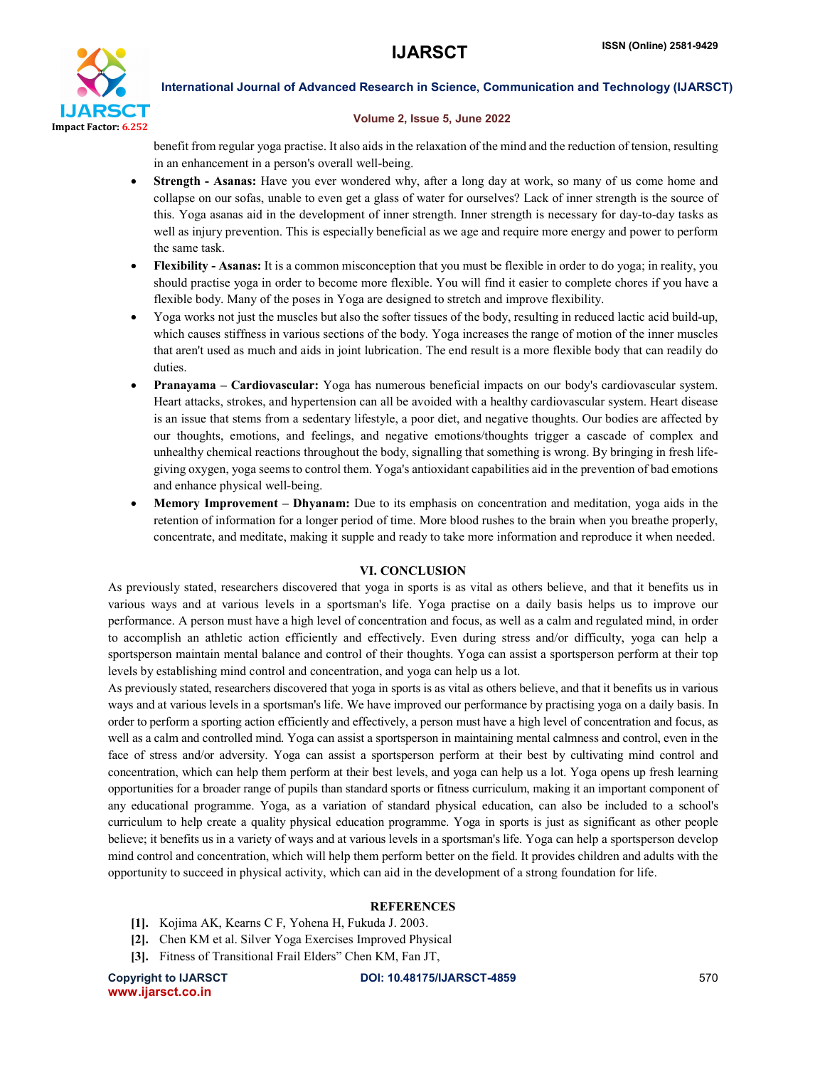benefit from regular yoga practise. It also aids in the relaxation of the mind and the reduction of tension, resulting in an enhancement in a person's overall well-being.

- **Strength - Asanas:** Have you ever wondered why, after a long day at work, so many of us come home and collapse on our sofas, unable to even get a glass of water for ourselves? Lack of inner strength is the source of this. Yoga asanas aid in the development of inner strength. Inner strength is necessary for day-to-day tasks as well as injury prevention. This is especially beneficial as we age and require more energy and power to perform the same task.
- **Flexibility - Asanas:** It is a common misconception that you must be flexible in order to do yoga; in reality, you should practise yoga in order to become more flexible. You will find it easier to complete chores if you have a flexible body. Many of the poses in Yoga are designed to stretch and improve flexibility.
- Yoga works not just the muscles but also the softer tissues of the body, resulting in reduced lactic acid build-up, which causes stiffness in various sections of the body. Yoga increases the range of motion of the inner muscles that aren't used as much and aids in joint lubrication. The end result is a more flexible body that can readily do duties.
- **Pranayama – Cardiovascular:** Yoga has numerous beneficial impacts on our body's cardiovascular system. Heart attacks, strokes, and hypertension can all be avoided with a healthy cardiovascular system. Heart disease is an issue that stems from a sedentary lifestyle, a poor diet, and negative thoughts. Our bodies are affected by our thoughts, emotions, and feelings, and negative emotions/thoughts trigger a cascade of complex and unhealthy chemical reactions throughout the body, signalling that something is wrong. By bringing in fresh life-giving oxygen, yoga seems to control them. Yoga's antioxidant capabilities aid in the prevention of bad emotions and enhance physical well-being.
- **Memory Improvement – Dhyanam:** Due to its emphasis on concentration and meditation, yoga aids in the retention of information for a longer period of time. More blood rushes to the brain when you breathe properly, concentrate, and meditate, making it supple and ready to take more information and reproduce it when needed.

## VI. CONCLUSION

As previously stated, researchers discovered that yoga in sports is as vital as others believe, and that it benefits us in various ways and at various levels in a sportsman's life. Yoga practise on a daily basis helps us to improve our performance. A person must have a high level of concentration and focus, as well as a calm and regulated mind, in order to accomplish an athletic action efficiently and effectively. Even during stress and/or difficulty, yoga can help a sportsperson maintain mental balance and control of their thoughts. Yoga can assist a sportsperson perform at their top levels by establishing mind control and concentration, and yoga can help us a lot.

As previously stated, researchers discovered that yoga in sports is as vital as others believe, and that it benefits us in various ways and at various levels in a sportsman's life. We have improved our performance by practising yoga on a daily basis. In order to perform a sporting action efficiently and effectively, a person must have a high level of concentration and focus, as well as a calm and controlled mind. Yoga can assist a sportsperson in maintaining mental calmness and control, even in the face of stress and/or adversity. Yoga can assist a sportsperson perform at their best by cultivating mind control and concentration, which can help them perform at their best levels, and yoga can help us a lot. Yoga opens up fresh learning opportunities for a broader range of pupils than standard sports or fitness curriculum, making it an important component of any educational programme. Yoga, as a variation of standard physical education, can also be included to a school's curriculum to help create a quality physical education programme. Yoga in sports is just as significant as other people believe; it benefits us in a variety of ways and at various levels in a sportsman's life. Yoga can help a sportsperson develop mind control and concentration, which will help them perform better on the field. It provides children and adults with the opportunity to succeed in physical activity, which can aid in the development of a strong foundation for life.

## REFERENCES

[1]. Kojima AK, Kearns C F, Yohena H, Fukuda J. 2003.

[2]. Chen KM et al. Silver Yoga Exercises Improved Physical

[3]. Fitness of Transitional Frail Elders" Chen KM, Fan JT,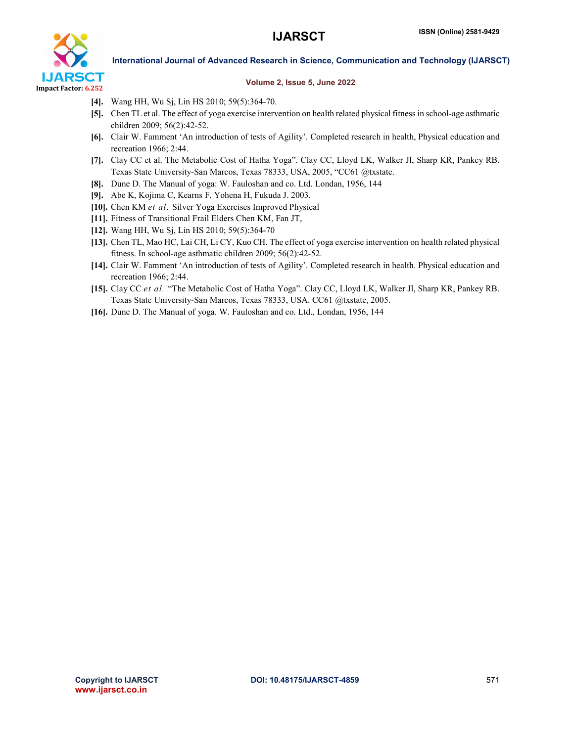**[4].** Wang HH, Wu Sj, Lin HS 2010; 59(5):364-70.

**[5].** Chen TL et al. The effect of yoga exercise intervention on health related physical fitness in school-age asthmatic children 2009; 56(2):42-52.

**[6].** Clair W. Famment 'An introduction of tests of Agility'. Completed research in health, Physical education and recreation 1966; 2:44.

**[7].** Clay CC et al. The Metabolic Cost of Hatha Yoga". Clay CC, Lloyd LK, Walker Jl, Sharp KR, Pankey RB. Texas State University-San Marcos, Texas 78333, USA, 2005, "CC61 @txstate.

**[8].** Dune D. The Manual of yoga: W. Fauloshan and co. Ltd. Londan, 1956, 144

**[9].** Abe K, Kojima C, Kearns F, Yohena H, Fukuda J. 2003.

**[10].** Chen KM *et al.* Silver Yoga Exercises Improved Physical

**[11].** Fitness of Transitional Frail Elders Chen KM, Fan JT,

**[12].** Wang HH, Wu Sj, Lin HS 2010; 59(5):364-70

**[13].** Chen TL, Mao HC, Lai CH, Li CY, Kuo CH. The effect of yoga exercise intervention on health related physical fitness. In school-age asthmatic children 2009; 56(2):42-52.

**[14].** Clair W. Famment 'An introduction of tests of Agility'. Completed research in health. Physical education and recreation 1966; 2:44.

**[15].** Clay CC *et al.* "The Metabolic Cost of Hatha Yoga". Clay CC, Lloyd LK, Walker Jl, Sharp KR, Pankey RB. Texas State University-San Marcos, Texas 78333, USA. CC61 @txstate, 2005.

**[16].** Dune D. The Manual of yoga. W. Fauloshan and co. Ltd., Londan, 1956, 144